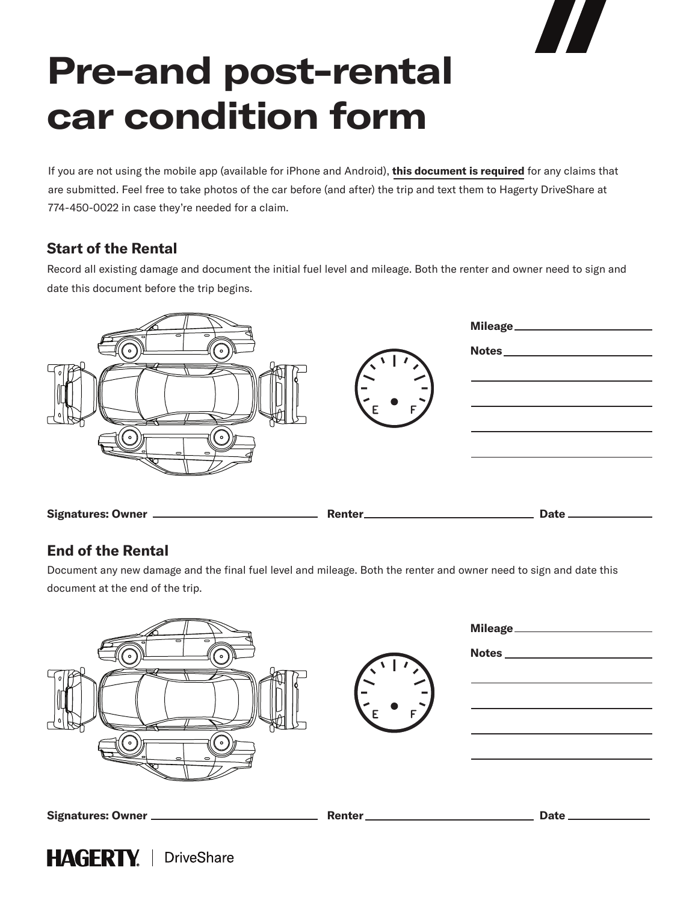# Pre-and post-rental car condition form

If you are not using the mobile app (available for iPhone and Android), **this document is required** for any claims that are submitted. Feel free to take photos of the car before (and after) the trip and text them to Hagerty DriveShare at 774-450-0022 in case they're needed for a claim.

## Start of the Rental

Record all existing damage and document the initial fuel level and mileage. Both the renter and owner need to sign and date this document before the trip begins.

E F

**Mileage** \_\_\_\_\_\_\_\_\_\_\_\_\_\_\_\_\_\_\_\_

**Notes** \_\_\_\_\_\_\_\_\_\_\_\_\_\_\_\_\_\_\_\_

**Signatures: Owner** \_\_\_\_\_\_\_\_\_\_\_\_\_\_\_\_\_\_\_\_ **Renter** \_\_\_\_\_\_\_\_\_\_\_\_\_\_\_\_\_\_\_\_ **Date** \_\_\_\_\_\_\_\_\_\_

## End of the Rental

Document any new damage and the final fuel level and mileage. Both the renter and owner need to sign and date this document at the end of the trip.

E F

**Mileage** \_\_\_\_\_\_\_\_\_\_\_\_\_\_\_\_\_\_\_\_

**Notes** \_\_\_\_\_\_\_\_\_\_\_\_\_\_\_\_\_\_\_\_

**Signatures: Owner** \_\_\_\_\_\_\_\_\_\_\_\_\_\_\_\_\_\_\_\_ **Renter** \_\_\_\_\_\_\_\_\_\_\_\_\_\_\_\_\_\_\_\_ **Date** \_\_\_\_\_\_\_\_\_\_

HAGERTY | DriveShare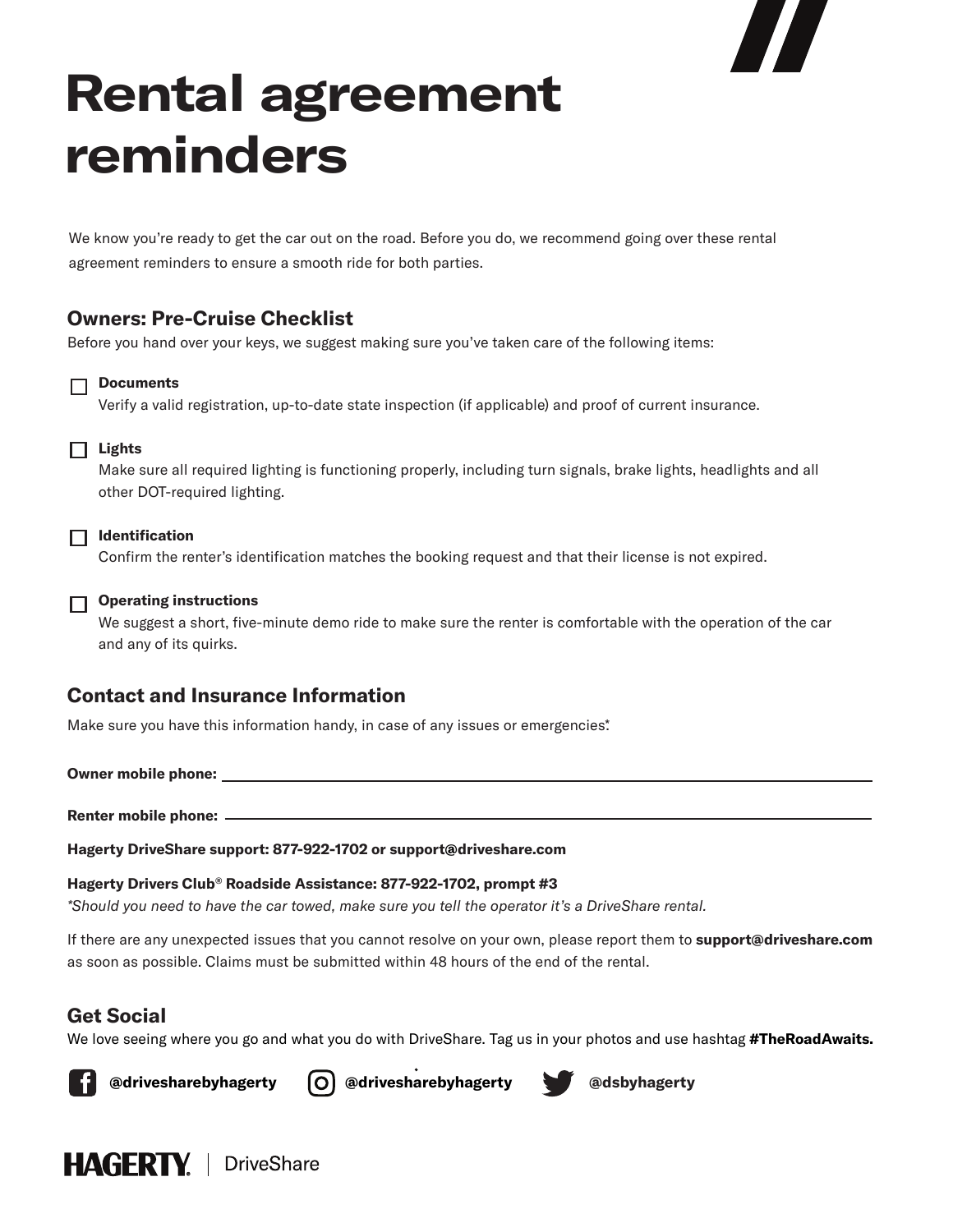# Rental agreement reminders

We know you're ready to get the car out on the road. Before you do, we recommend going over these rental agreement reminders to ensure a smooth ride for both parties.

## Owners: Pre-Cruise Checklist

Before you hand over your keys, we suggest making sure you've taken care of the following items:

- [ ] **Documents**
  Verify a valid registration, up-to-date state inspection (if applicable) and proof of current insurance.

- [ ] **Lights**
  Make sure all required lighting is functioning properly, including turn signals, brake lights, headlights and all other DOT-required lighting.

- [ ] **Identification**
  Confirm the renter's identification matches the booking request and that their license is not expired.

- [ ] **Operating instructions**
  We suggest a short, five-minute demo ride to make sure the renter is comfortable with the operation of the car and any of its quirks.

## Contact and Insurance Information

Make sure you have this information handy, in case of any issues or emergencies*.

**Owner mobile phone:** ______________________________

**Renter mobile phone:** ______________________________

**Hagerty DriveShare support: 877-922-1702 or support@driveshare.com**

**Hagerty Drivers Club® Roadside Assistance: 877-922-1702, prompt #3**

*\*Should you need to have the car towed, make sure you tell the operator it's a DriveShare rental.*

If there are any unexpected issues that you cannot resolve on your own, please report them to **support@driveshare.com** as soon as possible. Claims must be submitted within 48 hours of the end of the rental.

## Get Social

We love seeing where you go and what you do with DriveShare. Tag us in your photos and use hashtag **#TheRoadAwaits.**

**@drivesharebyhagerty** **@drivesharebyhagerty** **@dsbyhagerty**

HAGERTY | DriveShare